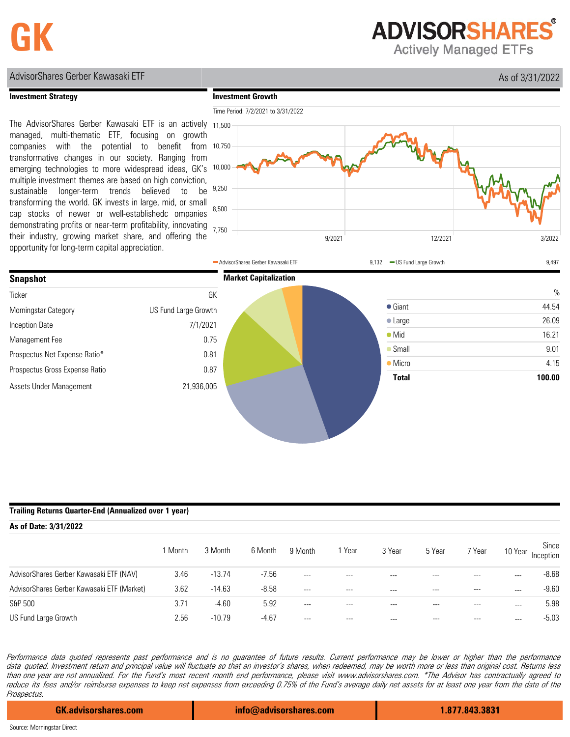# GK

**ADVISORSHARES**
Actively Managed ETFs

AdvisorShares Gerber Kawasaki ETF

As of 3/31/2022

## Investment Strategy

The AdvisorShares Gerber Kawasaki ETF is an actively managed, multi-thematic ETF, focusing on growth companies with the potential to benefit from transformative changes in our society. Ranging from emerging technologies to more widespread ideas, GK's multiple investment themes are based on high conviction, sustainable longer-term trends believed to be transforming the world. GK invests in large, mid, or small cap stocks of newer or well-establishedc ompanies demonstrating profits or near-term profitability, innovating their industry, growing market share, and offering the opportunity for long-term capital appreciation.

## Investment Growth

Time Period: 7/2/2021 to 3/31/2022

AdvisorShares Gerber Kawasaki ETF 9,132 — US Fund Large Growth 9,497

## Snapshot

| | |
|---|---|
| Ticker | GK |
| Morningstar Category | US Fund Large Growth |
| Inception Date | 7/1/2021 |
| Management Fee | 0.75 |
| Prospectus Net Expense Ratio* | 0.81 |
| Prospectus Gross Expense Ratio | 0.87 |
| Assets Under Management | 21,936,005 |

## Market Capitalization

| | % |
|---|---|
| Giant | 44.54 |
| Large | 26.09 |
| Mid | 16.21 |
| Small | 9.01 |
| Micro | 4.15 |
| **Total** | **100.00** |

## Trailing Returns Quarter-End (Annualized over 1 year)

**As of Date: 3/31/2022**

| | 1 Month | 3 Month | 6 Month | 9 Month | 1 Year | 3 Year | 5 Year | 7 Year | 10 Year | Since Inception |
|---|---|---|---|---|---|---|---|---|---|---|
| AdvisorShares Gerber Kawasaki ETF (NAV) | 3.46 | -13.74 | -7.56 | --- | --- | --- | --- | --- | --- | -8.68 |
| AdvisorShares Gerber Kawasaki ETF (Market) | 3.62 | -14.63 | -8.58 | --- | --- | --- | --- | --- | --- | -9.60 |
| S&P 500 | 3.71 | -4.60 | 5.92 | --- | --- | --- | --- | --- | --- | 5.98 |
| US Fund Large Growth | 2.56 | -10.79 | -4.67 | --- | --- | --- | --- | --- | --- | -5.03 |

*Performance data quoted represents past performance and is no guarantee of future results. Current performance may be lower or higher than the performance data quoted. Investment return and principal value will fluctuate so that an investor's shares, when redeemed, may be worth more or less than original cost. Returns less than one year are not annualized. For the Fund's most recent month end performance, please visit www.advisorshares.com. *The Advisor has contractually agreed to reduce its fees and/or reimburse expenses to keep net expenses from exceeding 0.75% of the Fund's average daily net assets for at least one year from the date of the Prospectus.*

**GK.advisorshares.com** | **info@advisorshares.com** | **1.877.843.3831**

Source: Morningstar Direct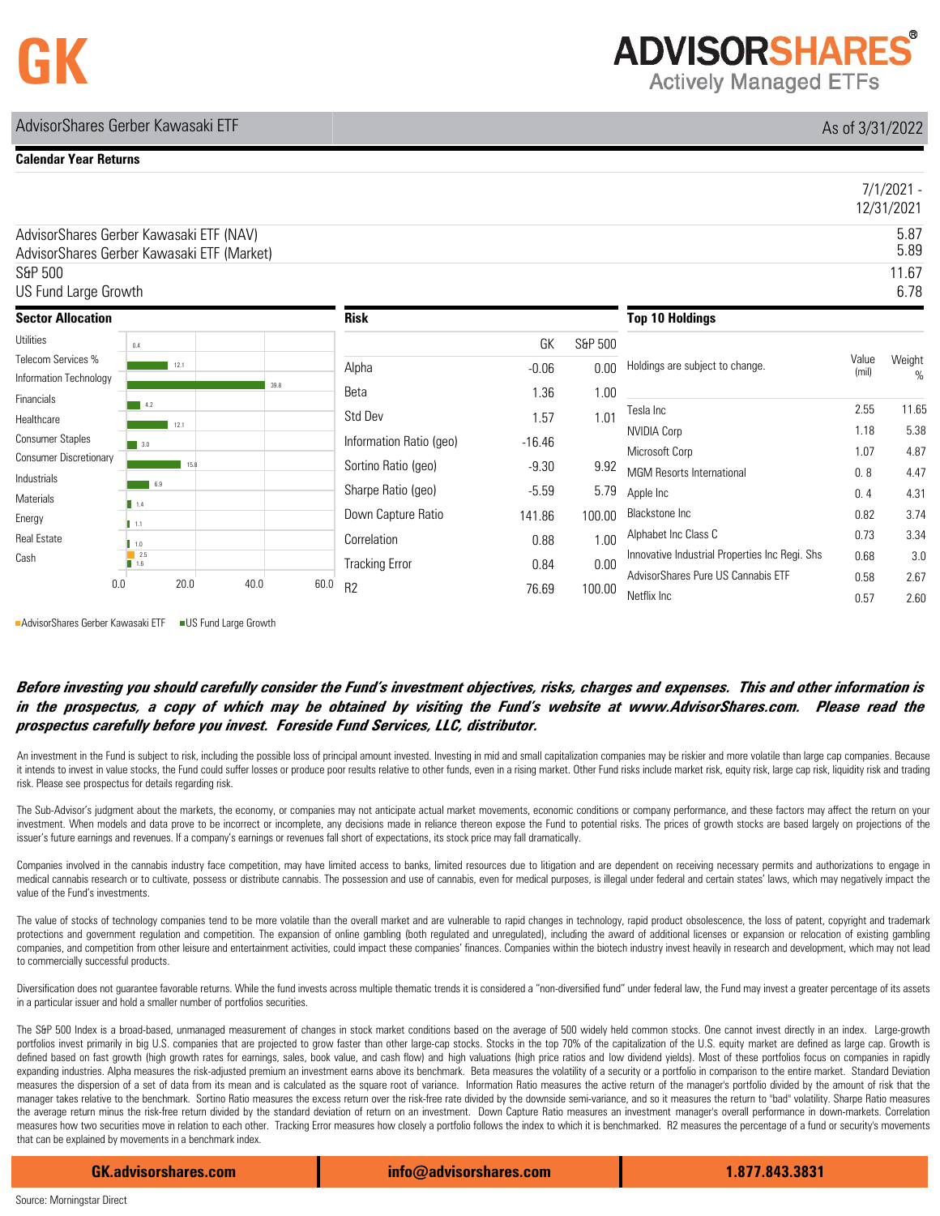# GK

**ADVISORSHARES®**
Actively Managed ETFs

AdvisorShares Gerber Kawasaki ETF — As of 3/31/2022

**Calendar Year Returns**

| | 7/1/2021 - 12/31/2021 |
|---|---|
| AdvisorShares Gerber Kawasaki ETF (NAV) | 5.87 |
| AdvisorShares Gerber Kawasaki ETF (Market) | 5.89 |
| S&P 500 | 11.67 |
| US Fund Large Growth | 6.78 |

## Sector Allocation

Utilities
0.4
Telecom Services %
12.1
Information Technology
39.8
Financials
4.2
Healthcare
12.1
Consumer Staples
3.0
Consumer Discretionary
15.8
Industrials
6.9
Materials
1.4
Energy
1.1
Real Estate
1.0
Cash
2.5
1.6

0.0 20.0 40.0 60.0

AdvisorShares Gerber Kawasaki ETF ■US Fund Large Growth

## Risk

| | GK | S&P 500 |
|---|---|---|
| Alpha | -0.06 | 0.00 |
| Beta | 1.36 | 1.00 |
| Std Dev | 1.57 | 1.01 |
| Information Ratio (geo) | -16.46 | |
| Sortino Ratio (geo) | -9.30 | 9.92 |
| Sharpe Ratio (geo) | -5.59 | 5.79 |
| Down Capture Ratio | 141.86 | 100.00 |
| Correlation | 0.88 | 1.00 |
| Tracking Error | 0.84 | 0.00 |
| R2 | 76.69 | 100.00 |

## Top 10 Holdings

| Holdings are subject to change. | Value (mil) | Weight % |
|---|---|---|
| Tesla Inc | 2.55 | 11.65 |
| NVIDIA Corp | 1.18 | 5.38 |
| Microsoft Corp | 1.07 | 4.87 |
| MGM Resorts International | 0. 8 | 4.47 |
| Apple Inc | 0. 4 | 4.31 |
| Blackstone Inc | 0.82 | 3.74 |
| Alphabet Inc Class C | 0.73 | 3.34 |
| Innovative Industrial Properties Inc Regi. Shs | 0.68 | 3.0 |
| AdvisorShares Pure US Cannabis ETF | 0.58 | 2.67 |
| Netflix Inc | 0.57 | 2.60 |

***Before investing you should carefully consider the Fund's investment objectives, risks, charges and expenses. This and other information is in the prospectus, a copy of which may be obtained by visiting the Fund's website at www.AdvisorShares.com. Please read the prospectus carefully before you invest. Foreside Fund Services, LLC, distributor.***

An investment in the Fund is subject to risk, including the possible loss of principal amount invested. Investing in mid and small capitalization companies may be riskier and more volatile than large cap companies. Because it intends to invest in value stocks, the Fund could suffer losses or produce poor results relative to other funds, even in a rising market. Other Fund risks include market risk, equity risk, large cap risk, liquidity risk and trading risk. Please see prospectus for details regarding risk.

The Sub-Advisor's judgment about the markets, the economy, or companies may not anticipate actual market movements, economic conditions or company performance, and these factors may affect the return on your investment. When models and data prove to be incorrect or incomplete, any decisions made in reliance thereon expose the Fund to potential risks. The prices of growth stocks are based largely on projections of the issuer's future earnings and revenues. If a company's earnings or revenues fall short of expectations, its stock price may fall dramatically.

Companies involved in the cannabis industry face competition, may have limited access to banks, limited resources due to litigation and are dependent on receiving necessary permits and authorizations to engage in medical cannabis research or to cultivate, possess or distribute cannabis. The possession and use of cannabis, even for medical purposes, is illegal under federal and certain states' laws, which may negatively impact the value of the Fund's investments.

The value of stocks of technology companies tend to be more volatile than the overall market and are vulnerable to rapid changes in technology, rapid product obsolescence, the loss of patent, copyright and trademark protections and government regulation and competition. The expansion of online gambling (both regulated and unregulated), including the award of additional licenses or expansion or relocation of existing gambling companies, and competition from other leisure and entertainment activities, could impact these companies' finances. Companies within the biotech industry invest heavily in research and development, which may not lead to commercially successful products.

Diversification does not guarantee favorable returns. While the fund invests across multiple thematic trends it is considered a "non-diversified fund" under federal law, the Fund may invest a greater percentage of its assets in a particular issuer and hold a smaller number of portfolios securities.

The S&P 500 Index is a broad-based, unmanaged measurement of changes in stock market conditions based on the average of 500 widely held common stocks. One cannot invest directly in an index. Large-growth portfolios invest primarily in big U.S. companies that are projected to grow faster than other large-cap stocks. Stocks in the top 70% of the capitalization of the U.S. equity market are defined as large cap. Growth is defined based on fast growth (high growth rates for earnings, sales, book value, and cash flow) and high valuations (high price ratios and low dividend yields). Most of these portfolios focus on companies in rapidly expanding industries. Alpha measures the risk-adjusted premium an investment earns above its benchmark. Beta measures the volatility of a security or a portfolio in comparison to the entire market. Standard Deviation measures the dispersion of a set of data from its mean and is calculated as the square root of variance. Information Ratio measures the active return of the manager's portfolio divided by the amount of risk that the manager takes relative to the benchmark. Sortino Ratio measures the excess return over the risk-free rate divided by the downside semi-variance, and so it measures the return to "bad" volatility. Sharpe Ratio measures the average return minus the risk-free return divided by the standard deviation of return on an investment. Down Capture Ratio measures an investment manager's overall performance in down-markets. Correlation measures how two securities move in relation to each other. Tracking Error measures how closely a portfolio follows the index to which it is benchmarked. R2 measures the percentage of a fund or security's movements that can be explained by movements in a benchmark index.

**GK.advisorshares.com** | **info@advisorshares.com** | **1.877.843.3831**

Source: Morningstar Direct